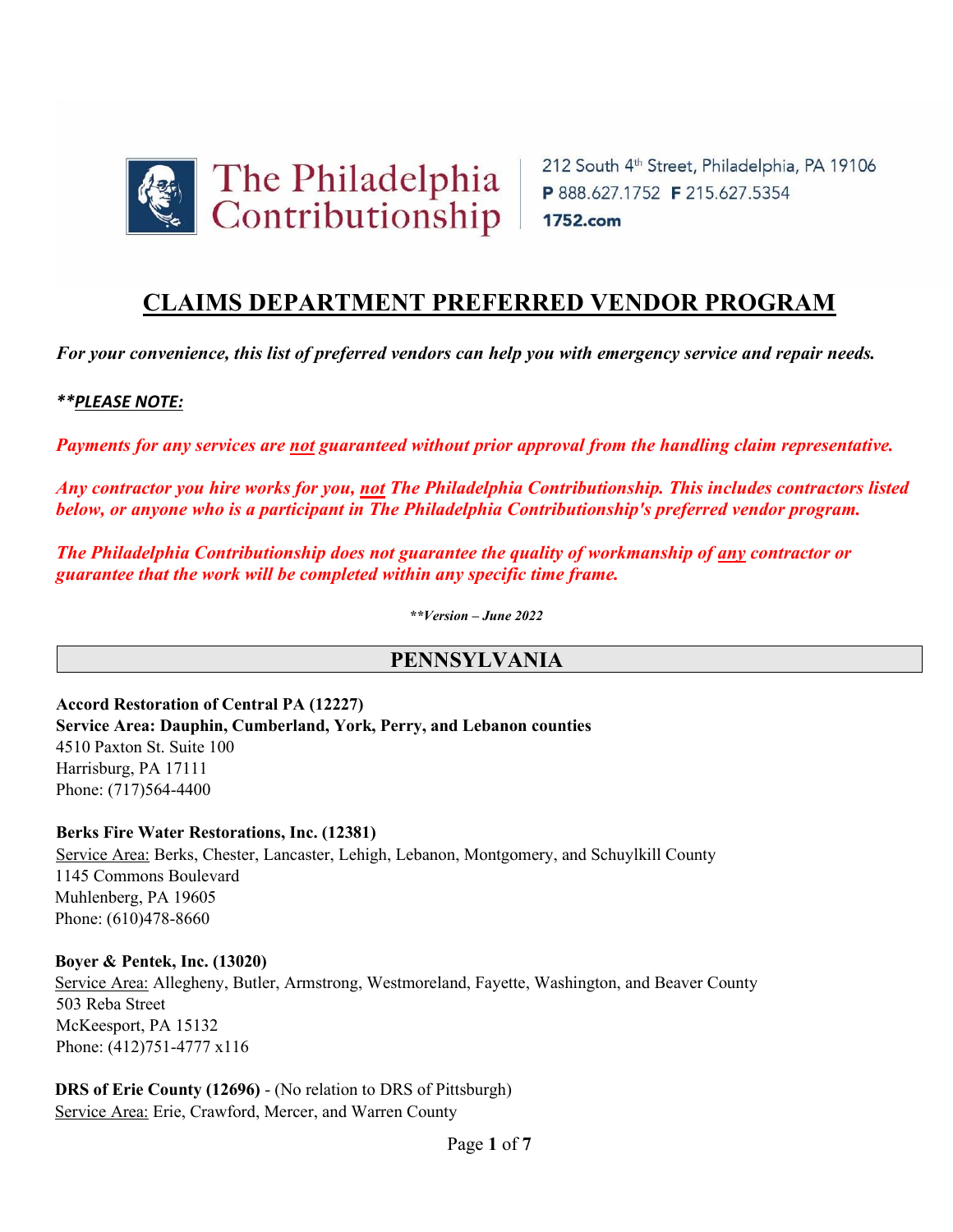The Philadelphia Contributionship

212 South 4th Street, Philadelphia, PA 19106
**P** 888.627.1752 **F** 215.627.5354
**1752.com**

# CLAIMS DEPARTMENT PREFERRED VENDOR PROGRAM

***For your convenience, this list of preferred vendors can help you with emergency service and repair needs.***

***\*\*PLEASE NOTE:***

***Payments for any services are not guaranteed without prior approval from the handling claim representative.***

***Any contractor you hire works for you, not The Philadelphia Contributionship. This includes contractors listed below, or anyone who is a participant in The Philadelphia Contributionship's preferred vendor program.***

***The Philadelphia Contributionship does not guarantee the quality of workmanship of any contractor or guarantee that the work will be completed within any specific time frame.***

***\*\*Version – June 2022***

## PENNSYLVANIA

**Accord Restoration of Central PA (12227)**
**Service Area: Dauphin, Cumberland, York, Perry, and Lebanon counties**
4510 Paxton St. Suite 100
Harrisburg, PA 17111
Phone: (717)564-4400

**Berks Fire Water Restorations, Inc. (12381)**
Service Area: Berks, Chester, Lancaster, Lehigh, Lebanon, Montgomery, and Schuylkill County
1145 Commons Boulevard
Muhlenberg, PA 19605
Phone: (610)478-8660

**Boyer & Pentek, Inc. (13020)**
Service Area: Allegheny, Butler, Armstrong, Westmoreland, Fayette, Washington, and Beaver County
503 Reba Street
McKeesport, PA 15132
Phone: (412)751-4777 x116

**DRS of Erie County (12696)** - (No relation to DRS of Pittsburgh)
Service Area: Erie, Crawford, Mercer, and Warren County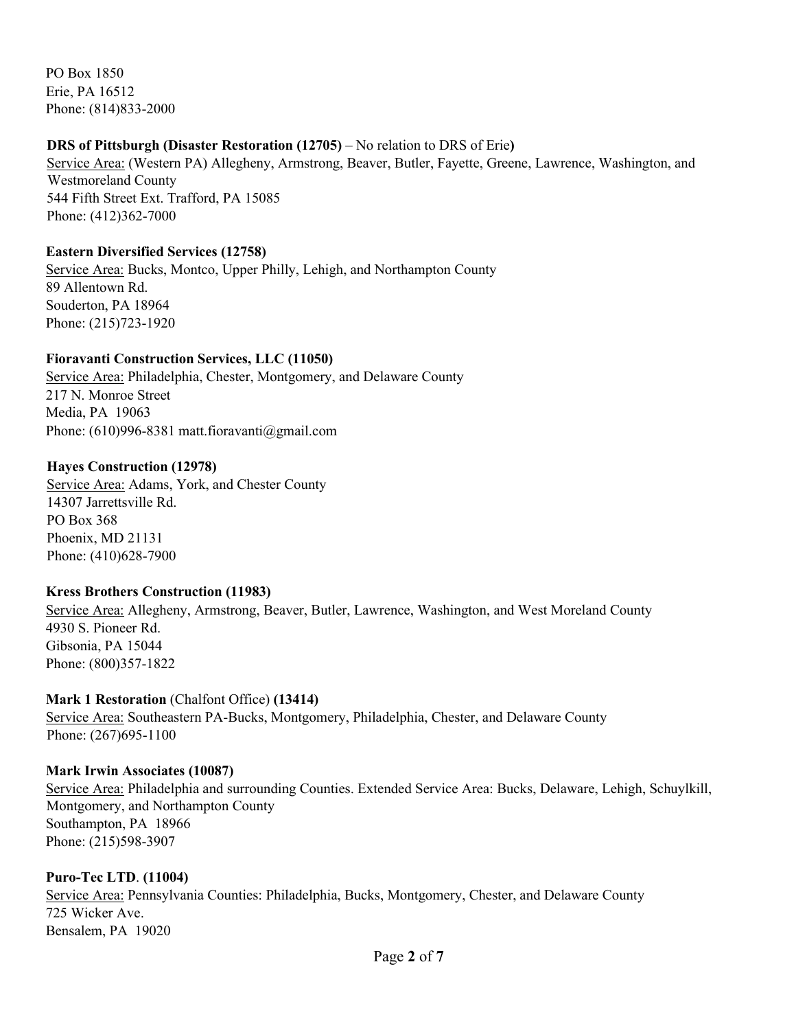PO Box 1850
Erie, PA 16512
Phone: (814)833-2000

**DRS of Pittsburgh (Disaster Restoration (12705)** – No relation to DRS of Erie**)**
Service Area: (Western PA) Allegheny, Armstrong, Beaver, Butler, Fayette, Greene, Lawrence, Washington, and Westmoreland County
544 Fifth Street Ext. Trafford, PA 15085
Phone: (412)362-7000

**Eastern Diversified Services (12758)**
Service Area: Bucks, Montco, Upper Philly, Lehigh, and Northampton County
89 Allentown Rd.
Souderton, PA 18964
Phone: (215)723-1920

**Fioravanti Construction Services, LLC (11050)**
Service Area: Philadelphia, Chester, Montgomery, and Delaware County
217 N. Monroe Street
Media, PA 19063
Phone: (610)996-8381 matt.fioravanti@gmail.com

**Hayes Construction (12978)**
Service Area: Adams, York, and Chester County
14307 Jarrettsville Rd.
PO Box 368
Phoenix, MD 21131
Phone: (410)628-7900

**Kress Brothers Construction (11983)**
Service Area: Allegheny, Armstrong, Beaver, Butler, Lawrence, Washington, and West Moreland County
4930 S. Pioneer Rd.
Gibsonia, PA 15044
Phone: (800)357-1822

**Mark 1 Restoration** (Chalfont Office) **(13414)**
Service Area: Southeastern PA-Bucks, Montgomery, Philadelphia, Chester, and Delaware County
Phone: (267)695-1100

**Mark Irwin Associates (10087)**
Service Area: Philadelphia and surrounding Counties. Extended Service Area: Bucks, Delaware, Lehigh, Schuylkill, Montgomery, and Northampton County
Southampton, PA 18966
Phone: (215)598-3907

**Puro-Tec LTD**. **(11004)**
Service Area: Pennsylvania Counties: Philadelphia, Bucks, Montgomery, Chester, and Delaware County
725 Wicker Ave.
Bensalem, PA 19020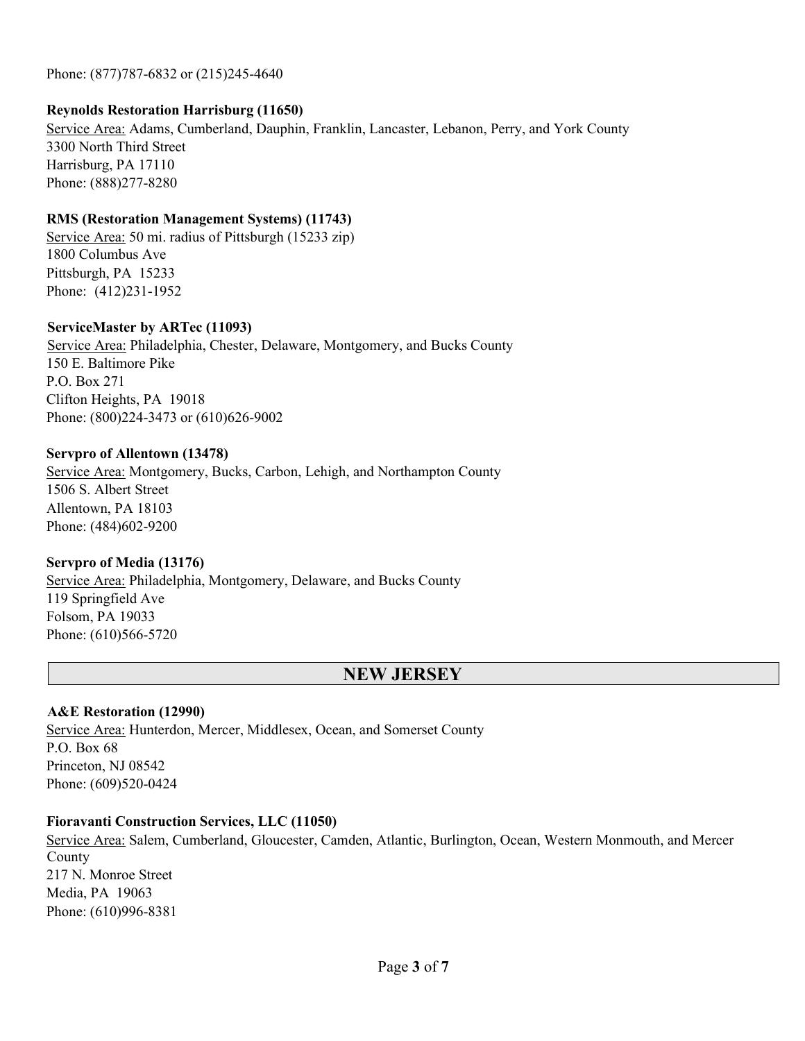Phone: (877)787-6832 or (215)245-4640

**Reynolds Restoration Harrisburg (11650)**
Service Area: Adams, Cumberland, Dauphin, Franklin, Lancaster, Lebanon, Perry, and York County
3300 North Third Street
Harrisburg, PA 17110
Phone: (888)277-8280

**RMS (Restoration Management Systems) (11743)**
Service Area: 50 mi. radius of Pittsburgh (15233 zip)
1800 Columbus Ave
Pittsburgh, PA 15233
Phone: (412)231-1952

**ServiceMaster by ARTec (11093)**
Service Area: Philadelphia, Chester, Delaware, Montgomery, and Bucks County
150 E. Baltimore Pike
P.O. Box 271
Clifton Heights, PA 19018
Phone: (800)224-3473 or (610)626-9002

**Servpro of Allentown (13478)**
Service Area: Montgomery, Bucks, Carbon, Lehigh, and Northampton County
1506 S. Albert Street
Allentown, PA 18103
Phone: (484)602-9200

**Servpro of Media (13176)**
Service Area: Philadelphia, Montgomery, Delaware, and Bucks County
119 Springfield Ave
Folsom, PA 19033
Phone: (610)566-5720

## NEW JERSEY

**A&E Restoration (12990)**
Service Area: Hunterdon, Mercer, Middlesex, Ocean, and Somerset County
P.O. Box 68
Princeton, NJ 08542
Phone: (609)520-0424

**Fioravanti Construction Services, LLC (11050)**
Service Area: Salem, Cumberland, Gloucester, Camden, Atlantic, Burlington, Ocean, Western Monmouth, and Mercer County
217 N. Monroe Street
Media, PA 19063
Phone: (610)996-8381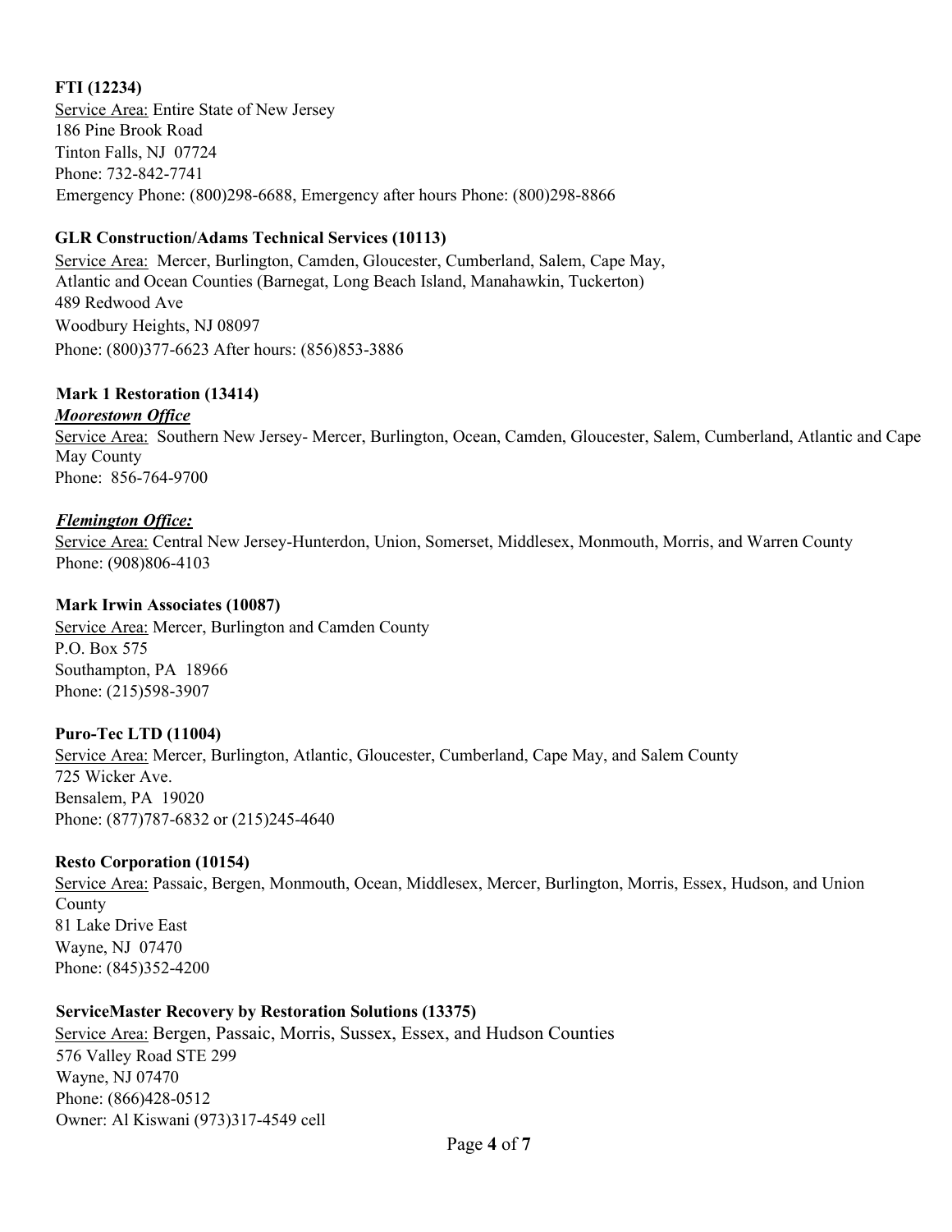**FTI (12234)**
Service Area: Entire State of New Jersey
186 Pine Brook Road
Tinton Falls, NJ 07724
Phone: 732-842-7741
Emergency Phone: (800)298-6688, Emergency after hours Phone: (800)298-8866

**GLR Construction/Adams Technical Services (10113)**
Service Area: Mercer, Burlington, Camden, Gloucester, Cumberland, Salem, Cape May, Atlantic and Ocean Counties (Barnegat, Long Beach Island, Manahawkin, Tuckerton)
489 Redwood Ave
Woodbury Heights, NJ 08097
Phone: (800)377-6623 After hours: (856)853-3886

**Mark 1 Restoration (13414)**

***Moorestown Office***
Service Area: Southern New Jersey- Mercer, Burlington, Ocean, Camden, Gloucester, Salem, Cumberland, Atlantic and Cape May County
Phone: 856-764-9700

***Flemington Office:***
Service Area: Central New Jersey-Hunterdon, Union, Somerset, Middlesex, Monmouth, Morris, and Warren County
Phone: (908)806-4103

**Mark Irwin Associates (10087)**
Service Area: Mercer, Burlington and Camden County
P.O. Box 575
Southampton, PA 18966
Phone: (215)598-3907

**Puro-Tec LTD (11004)**
Service Area: Mercer, Burlington, Atlantic, Gloucester, Cumberland, Cape May, and Salem County
725 Wicker Ave.
Bensalem, PA 19020
Phone: (877)787-6832 or (215)245-4640

**Resto Corporation (10154)**
Service Area: Passaic, Bergen, Monmouth, Ocean, Middlesex, Mercer, Burlington, Morris, Essex, Hudson, and Union County
81 Lake Drive East
Wayne, NJ 07470
Phone: (845)352-4200

**ServiceMaster Recovery by Restoration Solutions (13375)**
Service Area: Bergen, Passaic, Morris, Sussex, Essex, and Hudson Counties
576 Valley Road STE 299
Wayne, NJ 07470
Phone: (866)428-0512
Owner: Al Kiswani (973)317-4549 cell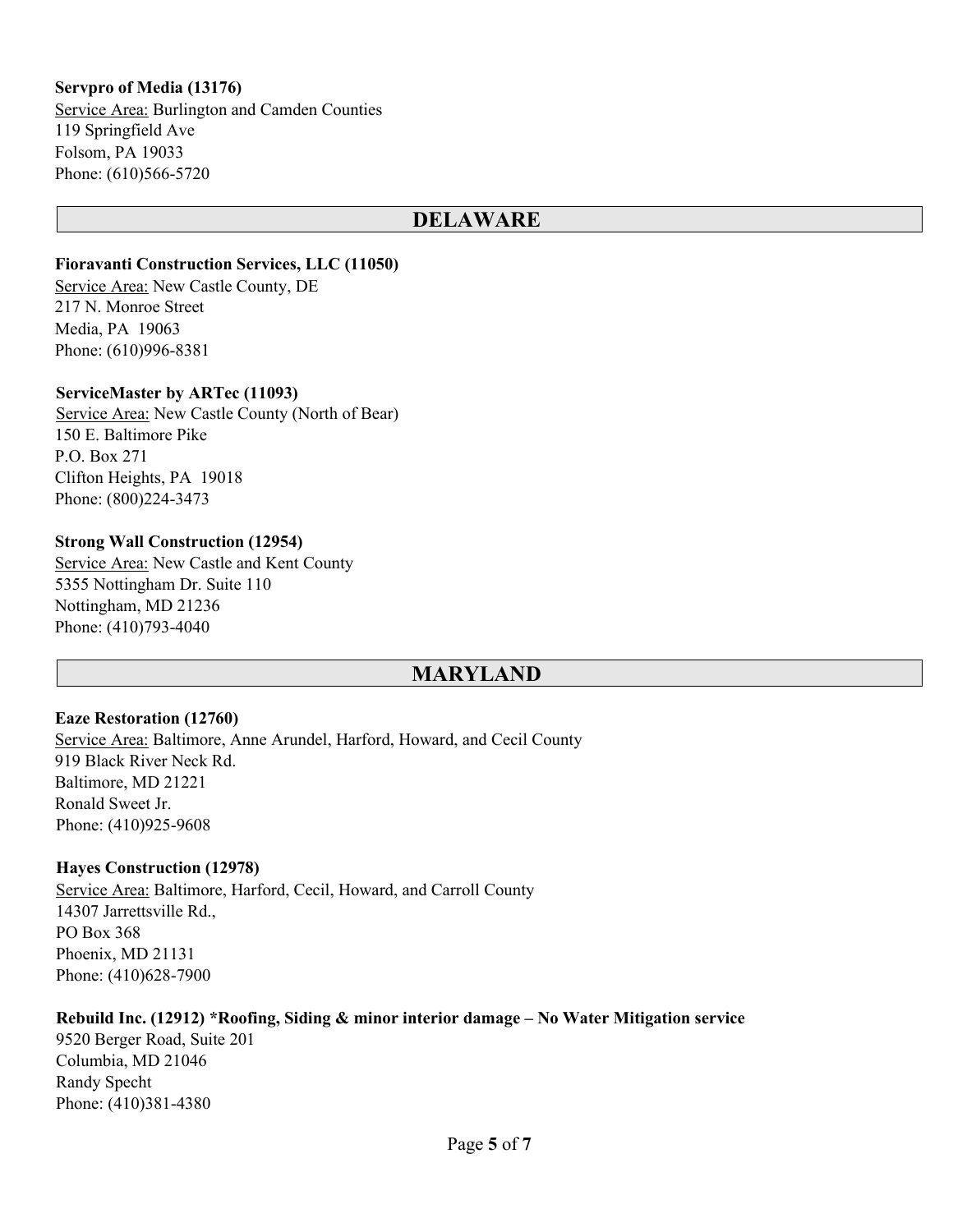**Servpro of Media (13176)**
Service Area: Burlington and Camden Counties
119 Springfield Ave
Folsom, PA 19033
Phone: (610)566-5720

## DELAWARE

**Fioravanti Construction Services, LLC (11050)**
Service Area: New Castle County, DE
217 N. Monroe Street
Media, PA 19063
Phone: (610)996-8381

**ServiceMaster by ARTec (11093)**
Service Area: New Castle County (North of Bear)
150 E. Baltimore Pike
P.O. Box 271
Clifton Heights, PA 19018
Phone: (800)224-3473

**Strong Wall Construction (12954)**
Service Area: New Castle and Kent County
5355 Nottingham Dr. Suite 110
Nottingham, MD 21236
Phone: (410)793-4040

## MARYLAND

**Eaze Restoration (12760)**
Service Area: Baltimore, Anne Arundel, Harford, Howard, and Cecil County
919 Black River Neck Rd.
Baltimore, MD 21221
Ronald Sweet Jr.
Phone: (410)925-9608

**Hayes Construction (12978)**
Service Area: Baltimore, Harford, Cecil, Howard, and Carroll County
14307 Jarrettsville Rd.,
PO Box 368
Phoenix, MD 21131
Phone: (410)628-7900

**Rebuild Inc. (12912) *Roofing, Siding & minor interior damage – No Water Mitigation service**
9520 Berger Road, Suite 201
Columbia, MD 21046
Randy Specht
Phone: (410)381-4380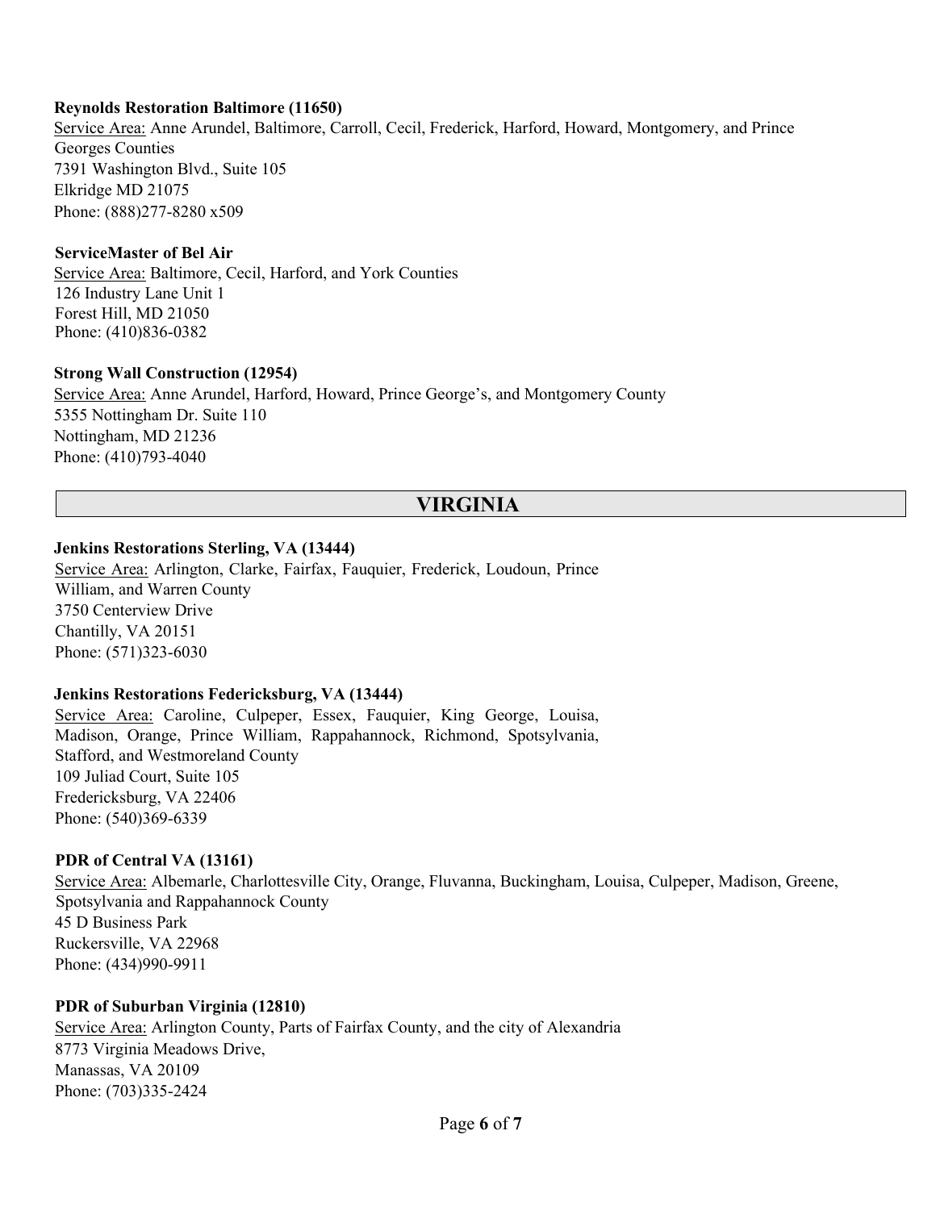**Reynolds Restoration Baltimore (11650)**
Service Area: Anne Arundel, Baltimore, Carroll, Cecil, Frederick, Harford, Howard, Montgomery, and Prince Georges Counties
7391 Washington Blvd., Suite 105
Elkridge MD 21075
Phone: (888)277-8280 x509

**ServiceMaster of Bel Air**
Service Area: Baltimore, Cecil, Harford, and York Counties
126 Industry Lane Unit 1
Forest Hill, MD 21050
Phone: (410)836-0382

**Strong Wall Construction (12954)**
Service Area: Anne Arundel, Harford, Howard, Prince George's, and Montgomery County
5355 Nottingham Dr. Suite 110
Nottingham, MD 21236
Phone: (410)793-4040

## VIRGINIA

**Jenkins Restorations Sterling, VA (13444)**
Service Area: Arlington, Clarke, Fairfax, Fauquier, Frederick, Loudoun, Prince William, and Warren County
3750 Centerview Drive
Chantilly, VA 20151
Phone: (571)323-6030

**Jenkins Restorations Federicksburg, VA (13444)**
Service Area: Caroline, Culpeper, Essex, Fauquier, King George, Louisa, Madison, Orange, Prince William, Rappahannock, Richmond, Spotsylvania, Stafford, and Westmoreland County
109 Juliad Court, Suite 105
Fredericksburg, VA 22406
Phone: (540)369-6339

**PDR of Central VA (13161)**
Service Area: Albemarle, Charlottesville City, Orange, Fluvanna, Buckingham, Louisa, Culpeper, Madison, Greene, Spotsylvania and Rappahannock County
45 D Business Park
Ruckersville, VA 22968
Phone: (434)990-9911

**PDR of Suburban Virginia (12810)**
Service Area: Arlington County, Parts of Fairfax County, and the city of Alexandria
8773 Virginia Meadows Drive,
Manassas, VA 20109
Phone: (703)335-2424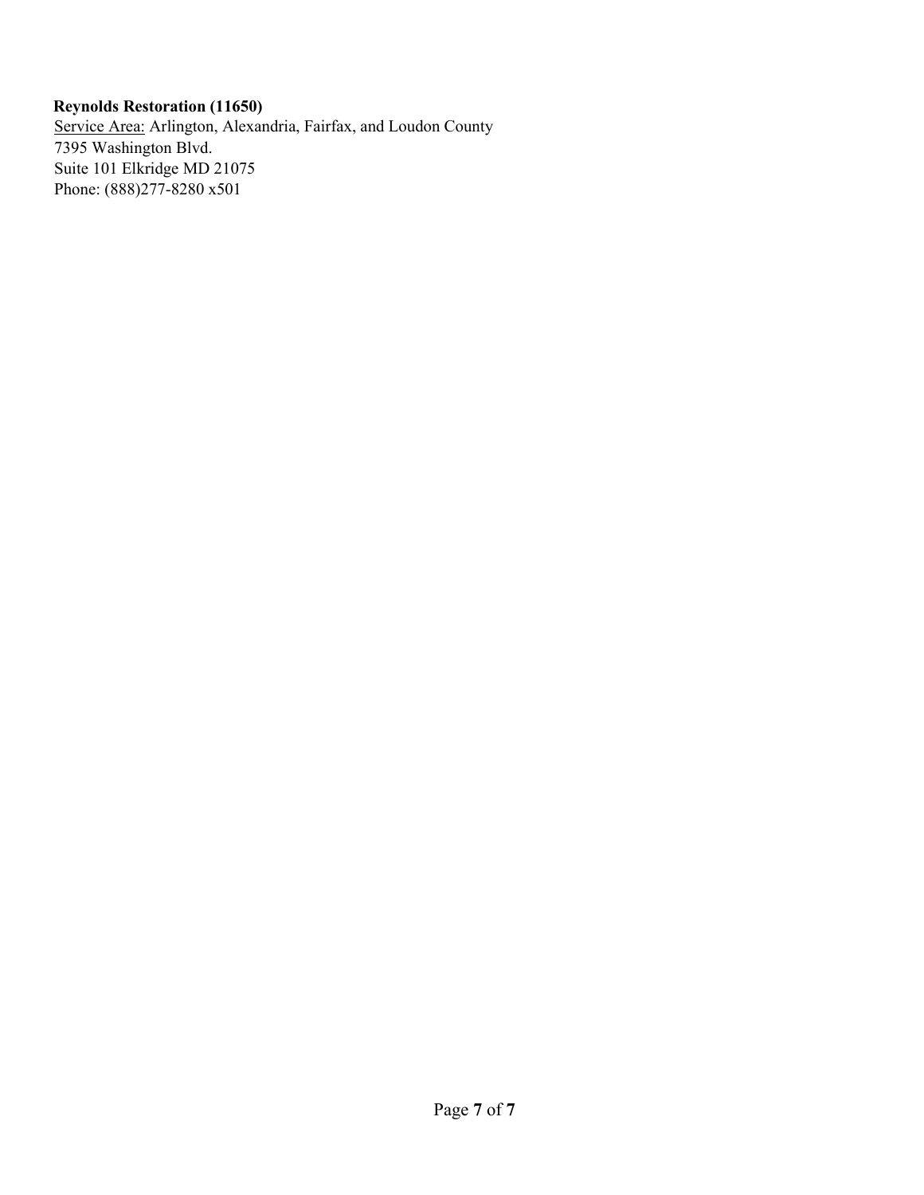**Reynolds Restoration (11650)**

Service Area: Arlington, Alexandria, Fairfax, and Loudon County
7395 Washington Blvd.
Suite 101 Elkridge MD 21075
Phone: (888)277-8280 x501